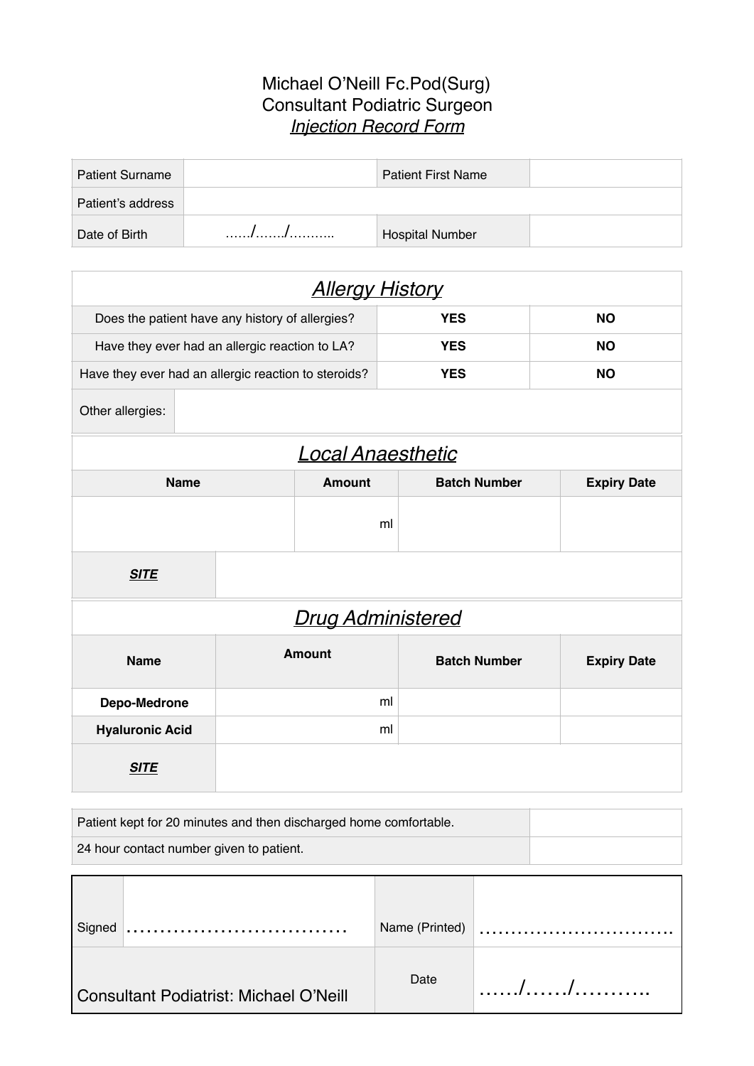Michael O'Neill Fc.Pod(Surg)
Consultant Podiatric Surgeon
*Injection Record Form*

| Patient Surname | | Patient First Name | |
|---|---|---|---|
| Patient's address | | | |
| Date of Birth | ……/……/……….. | Hospital Number | |

## *Allergy History*

| | | |
|---|---|---|
| Does the patient have any history of allergies? | **YES** | **NO** |
| Have they ever had an allergic reaction to LA? | **YES** | **NO** |
| Have they ever had an allergic reaction to steroids? | **YES** | **NO** |
| Other allergies: | | |

## *Local Anaesthetic*

| **Name** | **Amount** | **Batch Number** | **Expiry Date** |
|---|---|---|---|
| | ml | | |
| ***SITE*** | | | |

## *Drug Administered*

| **Name** | **Amount** | **Batch Number** | **Expiry Date** |
|---|---|---|---|
| **Depo-Medrone** | ml | | |
| **Hyaluronic Acid** | ml | | |
| ***SITE*** | | | |

| | |
|---|---|
| Patient kept for 20 minutes and then discharged home comfortable. | |
| 24 hour contact number given to patient. | |

| | | | |
|---|---|---|---|
| Signed | ……………………………. | Name (Printed) | ………………………….. |
| Consultant Podiatrist: Michael O'Neill | | Date | ……/……/……….. |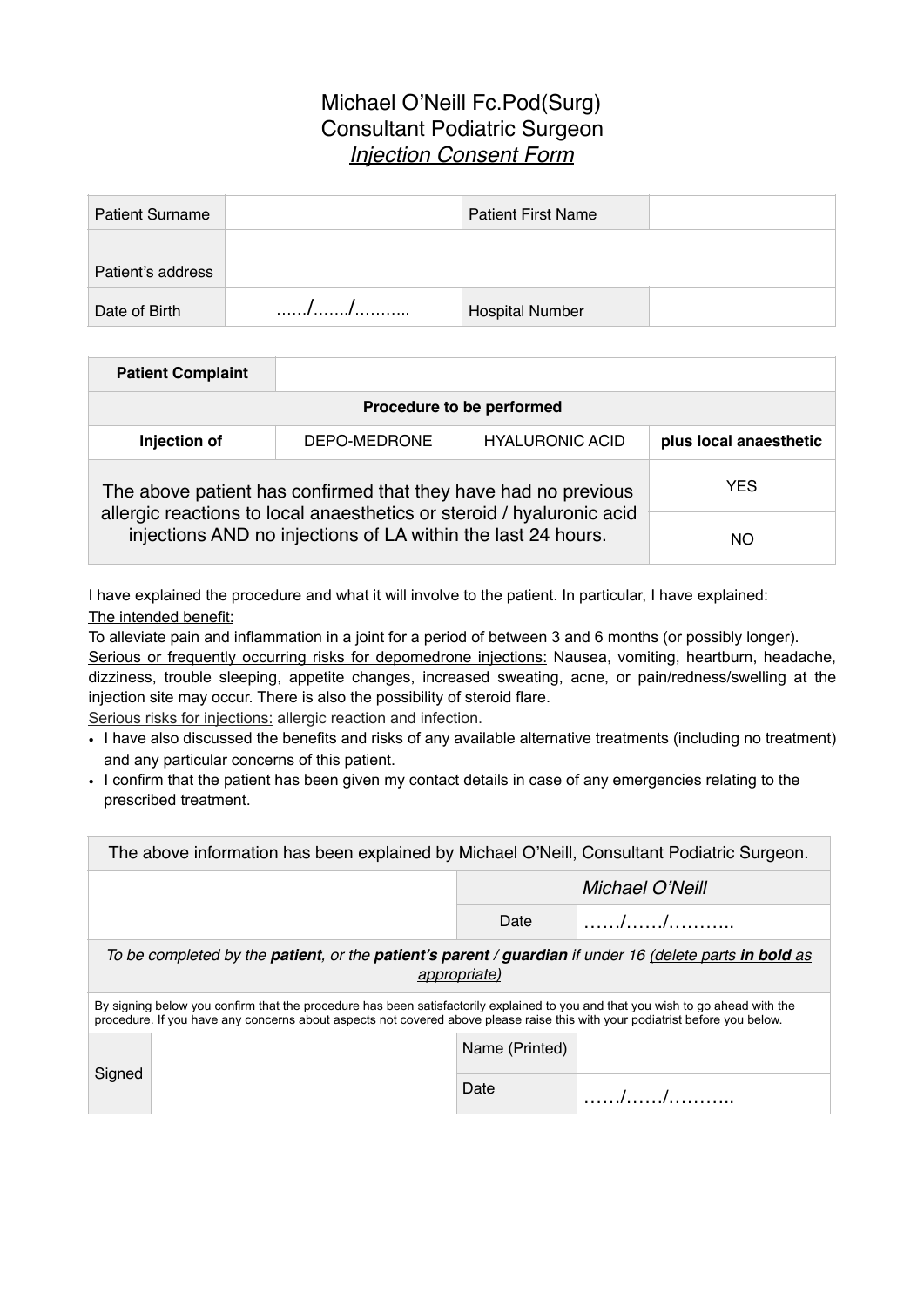# Michael O'Neill Fc.Pod(Surg)
## Consultant Podiatric Surgeon
## *Injection Consent Form*

| | | | |
|---|---|---|---|
| Patient Surname | | Patient First Name | |
| Patient's address | | | |
| Date of Birth | ……/……/……….. | Hospital Number | |

| | | | |
|---|---|---|---|
| **Patient Complaint** | | | |
| **Procedure to be performed** | | | |
| **Injection of** | DEPO-MEDRONE | HYALURONIC ACID | **plus local anaesthetic** |
| The above patient has confirmed that they have had no previous allergic reactions to local anaesthetics or steroid / hyaluronic acid injections AND no injections of LA within the last 24 hours. | | | YES |
| | | | NO |

I have explained the procedure and what it will involve to the patient. In particular, I have explained:

The intended benefit:

To alleviate pain and inflammation in a joint for a period of between 3 and 6 months (or possibly longer).

Serious or frequently occurring risks for depomedrone injections: Nausea, vomiting, heartburn, headache, dizziness, trouble sleeping, appetite changes, increased sweating, acne, or pain/redness/swelling at the injection site may occur. There is also the possibility of steroid flare.

Serious risks for injections: allergic reaction and infection.

- I have also discussed the benefits and risks of any available alternative treatments (including no treatment) and any particular concerns of this patient.
- I confirm that the patient has been given my contact details in case of any emergencies relating to the prescribed treatment.

| | | | |
|---|---|---|---|
| The above information has been explained by Michael O'Neill, Consultant Podiatric Surgeon. | | | |
| | | *Michael O'Neill* | |
| | | Date | ……/……/……….. |
| *To be completed by the **patient**, or the **patient's parent / guardian** if under 16 (delete parts **in bold** as appropriate)* | | | |
| By signing below you confirm that the procedure has been satisfactorily explained to you and that you wish to go ahead with the procedure. If you have any concerns about aspects not covered above please raise this with your podiatrist before you below. | | | |
| Signed | | Name (Printed) | |
| | | Date | ……/……/……….. |